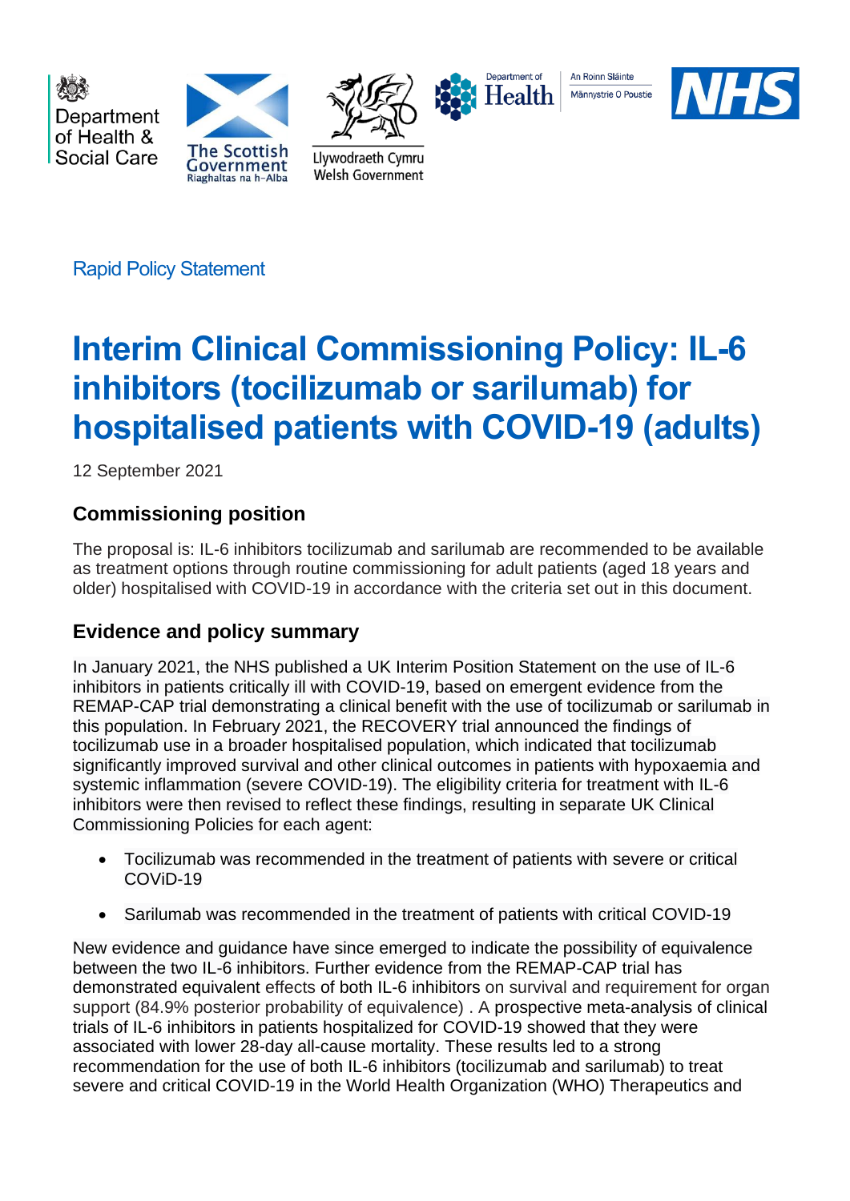Rapid Policy Statement

# Interim Clinical Commissioning Policy: IL-6 inhibitors (tocilizumab or sarilumab) for hospitalised patients with COVID-19 (adults)

12 September 2021

## Commissioning position

The proposal is: IL-6 inhibitors tocilizumab and sarilumab are recommended to be available as treatment options through routine commissioning for adult patients (aged 18 years and older) hospitalised with COVID-19 in accordance with the criteria set out in this document.

## Evidence and policy summary

In January 2021, the NHS published a UK Interim Position Statement on the use of IL-6 inhibitors in patients critically ill with COVID-19, based on emergent evidence from the REMAP-CAP trial demonstrating a clinical benefit with the use of tocilizumab or sarilumab in this population. In February 2021, the RECOVERY trial announced the findings of tocilizumab use in a broader hospitalised population, which indicated that tocilizumab significantly improved survival and other clinical outcomes in patients with hypoxaemia and systemic inflammation (severe COVID-19). The eligibility criteria for treatment with IL-6 inhibitors were then revised to reflect these findings, resulting in separate UK Clinical Commissioning Policies for each agent:

- Tocilizumab was recommended in the treatment of patients with severe or critical COViD-19
- Sarilumab was recommended in the treatment of patients with critical COVID-19

New evidence and guidance have since emerged to indicate the possibility of equivalence between the two IL-6 inhibitors. Further evidence from the REMAP-CAP trial has demonstrated equivalent effects of both IL-6 inhibitors on survival and requirement for organ support (84.9% posterior probability of equivalence) . A prospective meta-analysis of clinical trials of IL-6 inhibitors in patients hospitalized for COVID-19 showed that they were associated with lower 28-day all-cause mortality. These results led to a strong recommendation for the use of both IL-6 inhibitors (tocilizumab and sarilumab) to treat severe and critical COVID-19 in the World Health Organization (WHO) Therapeutics and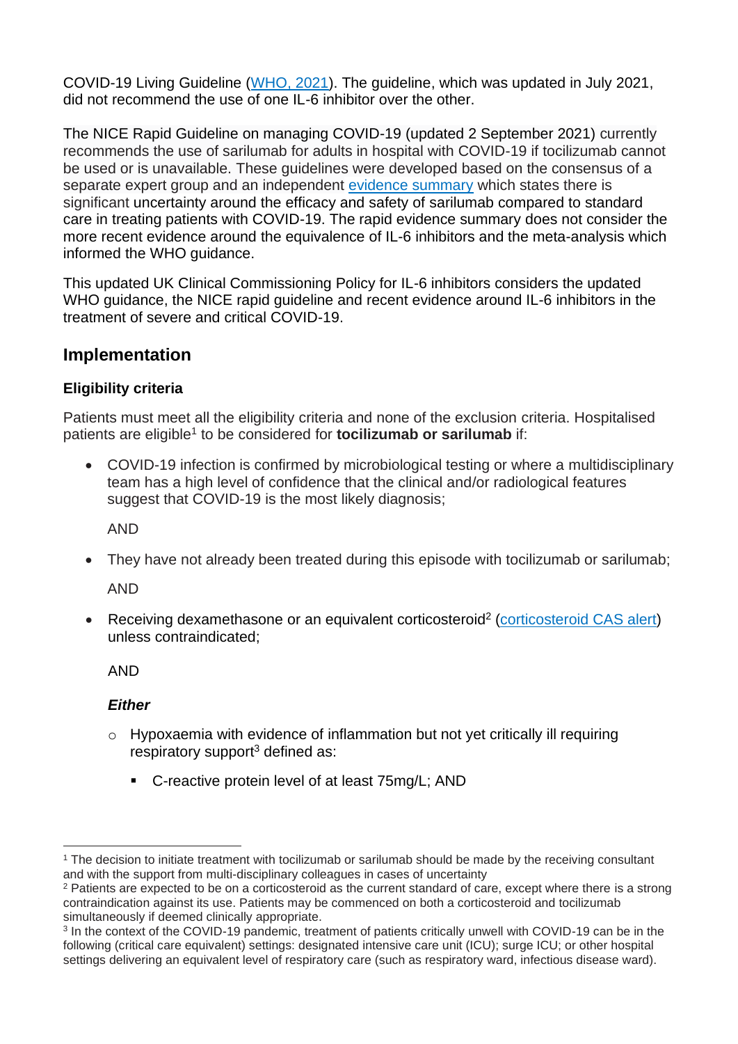COVID-19 Living Guideline (WHO, 2021). The guideline, which was updated in July 2021, did not recommend the use of one IL-6 inhibitor over the other.

The NICE Rapid Guideline on managing COVID-19 (updated 2 September 2021) currently recommends the use of sarilumab for adults in hospital with COVID-19 if tocilizumab cannot be used or is unavailable. These guidelines were developed based on the consensus of a separate expert group and an independent evidence summary which states there is significant uncertainty around the efficacy and safety of sarilumab compared to standard care in treating patients with COVID-19. The rapid evidence summary does not consider the more recent evidence around the equivalence of IL-6 inhibitors and the meta-analysis which informed the WHO guidance.

This updated UK Clinical Commissioning Policy for IL-6 inhibitors considers the updated WHO guidance, the NICE rapid guideline and recent evidence around IL-6 inhibitors in the treatment of severe and critical COVID-19.

## Implementation

### Eligibility criteria

Patients must meet all the eligibility criteria and none of the exclusion criteria. Hospitalised patients are eligible[1] to be considered for **tocilizumab or sarilumab** if:

- COVID-19 infection is confirmed by microbiological testing or where a multidisciplinary team has a high level of confidence that the clinical and/or radiological features suggest that COVID-19 is the most likely diagnosis;

  AND

- They have not already been treated during this episode with tocilizumab or sarilumab;

  AND

- Receiving dexamethasone or an equivalent corticosteroid[2] (corticosteroid CAS alert) unless contraindicated;

  AND

  ***Either***

  - Hypoxaemia with evidence of inflammation but not yet critically ill requiring respiratory support[3] defined as:
    - C-reactive protein level of at least 75mg/L; AND

---

[1] The decision to initiate treatment with tocilizumab or sarilumab should be made by the receiving consultant and with the support from multi-disciplinary colleagues in cases of uncertainty

[2] Patients are expected to be on a corticosteroid as the current standard of care, except where there is a strong contraindication against its use. Patients may be commenced on both a corticosteroid and tocilizumab simultaneously if deemed clinically appropriate.

[3] In the context of the COVID-19 pandemic, treatment of patients critically unwell with COVID-19 can be in the following (critical care equivalent) settings: designated intensive care unit (ICU); surge ICU; or other hospital settings delivering an equivalent level of respiratory care (such as respiratory ward, infectious disease ward).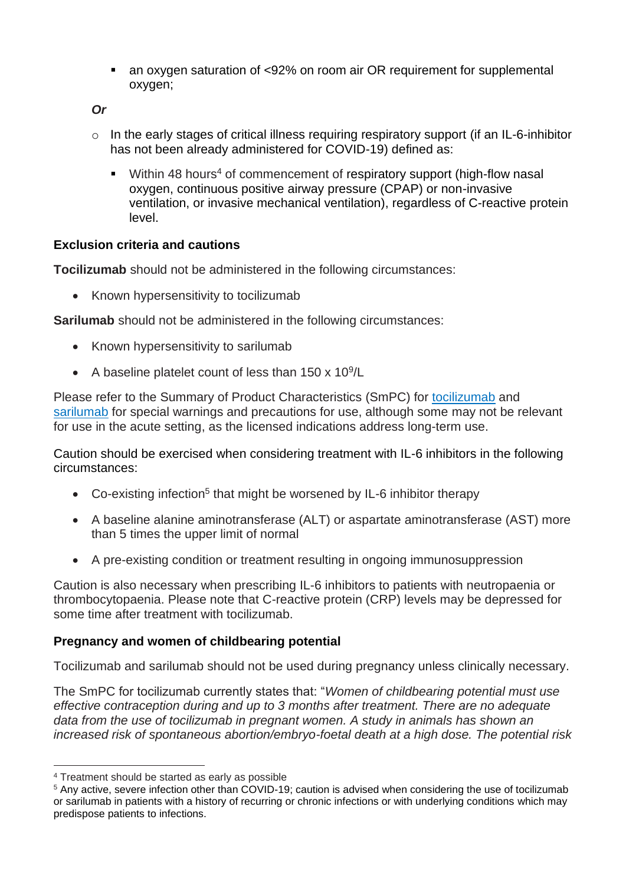- an oxygen saturation of <92% on room air OR requirement for supplemental oxygen;

*Or*

- In the early stages of critical illness requiring respiratory support (if an IL-6-inhibitor has not been already administered for COVID-19) defined as:
    - Within 48 hours[4] of commencement of respiratory support (high-flow nasal oxygen, continuous positive airway pressure (CPAP) or non-invasive ventilation, or invasive mechanical ventilation), regardless of C-reactive protein level.

**Exclusion criteria and cautions**

**Tocilizumab** should not be administered in the following circumstances:

- Known hypersensitivity to tocilizumab

**Sarilumab** should not be administered in the following circumstances:

- Known hypersensitivity to sarilumab
- A baseline platelet count of less than 150 x $10^9$/L

Please refer to the Summary of Product Characteristics (SmPC) for tocilizumab and sarilumab for special warnings and precautions for use, although some may not be relevant for use in the acute setting, as the licensed indications address long-term use.

Caution should be exercised when considering treatment with IL-6 inhibitors in the following circumstances:

- Co-existing infection[5] that might be worsened by IL-6 inhibitor therapy
- A baseline alanine aminotransferase (ALT) or aspartate aminotransferase (AST) more than 5 times the upper limit of normal
- A pre-existing condition or treatment resulting in ongoing immunosuppression

Caution is also necessary when prescribing IL-6 inhibitors to patients with neutropaenia or thrombocytopaenia. Please note that C-reactive protein (CRP) levels may be depressed for some time after treatment with tocilizumab.

**Pregnancy and women of childbearing potential**

Tocilizumab and sarilumab should not be used during pregnancy unless clinically necessary.

The SmPC for tocilizumab currently states that: "*Women of childbearing potential must use effective contraception during and up to 3 months after treatment. There are no adequate data from the use of tocilizumab in pregnant women. A study in animals has shown an increased risk of spontaneous abortion/embryo-foetal death at a high dose. The potential risk*

---

[4] Treatment should be started as early as possible

[5] Any active, severe infection other than COVID-19; caution is advised when considering the use of tocilizumab or sarilumab in patients with a history of recurring or chronic infections or with underlying conditions which may predispose patients to infections.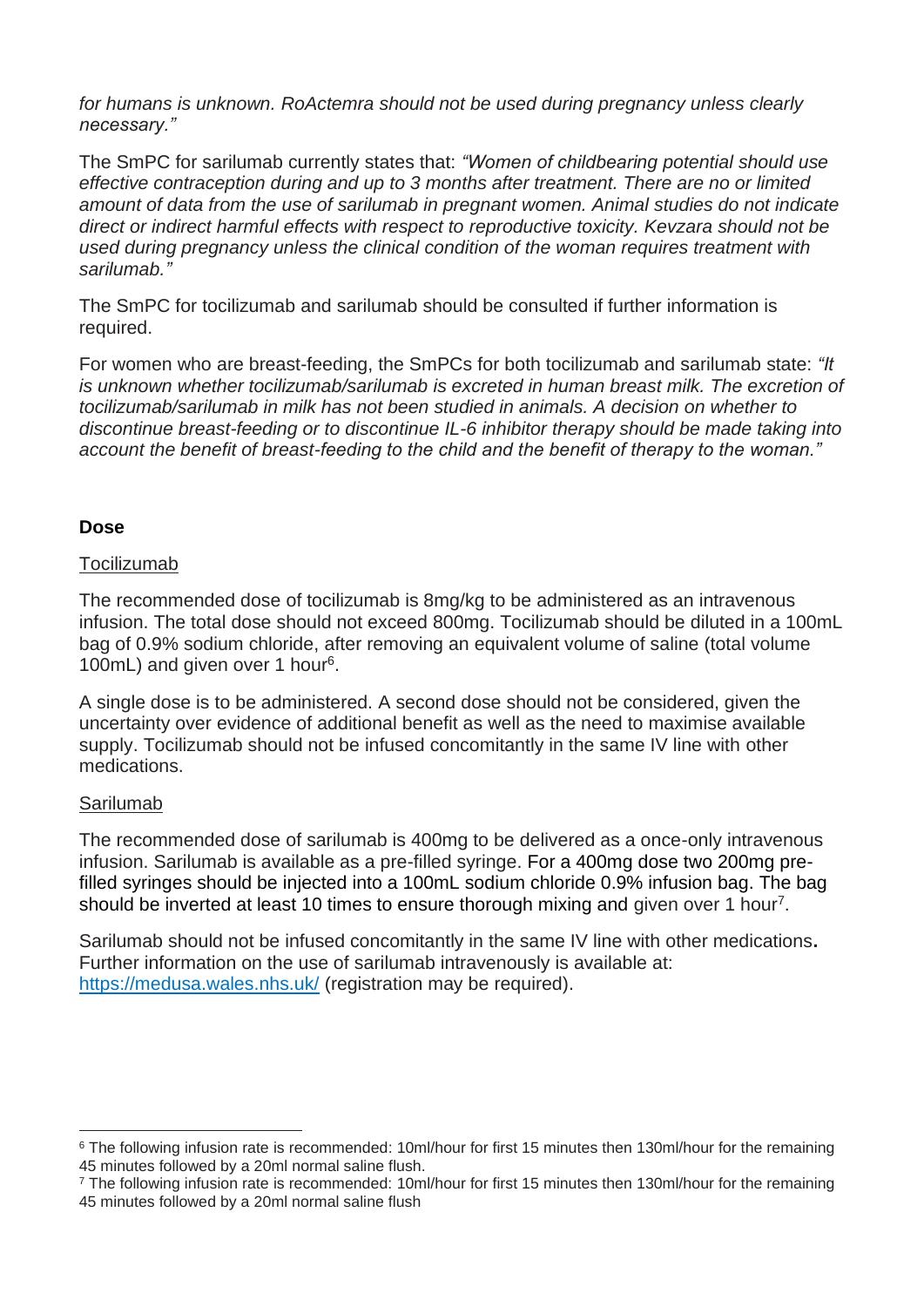*for humans is unknown. RoActemra should not be used during pregnancy unless clearly necessary."*

The SmPC for sarilumab currently states that: *"Women of childbearing potential should use effective contraception during and up to 3 months after treatment. There are no or limited amount of data from the use of sarilumab in pregnant women. Animal studies do not indicate direct or indirect harmful effects with respect to reproductive toxicity. Kevzara should not be used during pregnancy unless the clinical condition of the woman requires treatment with sarilumab."*

The SmPC for tocilizumab and sarilumab should be consulted if further information is required.

For women who are breast-feeding, the SmPCs for both tocilizumab and sarilumab state: *"It is unknown whether tocilizumab/sarilumab is excreted in human breast milk. The excretion of tocilizumab/sarilumab in milk has not been studied in animals. A decision on whether to discontinue breast-feeding or to discontinue IL-6 inhibitor therapy should be made taking into account the benefit of breast-feeding to the child and the benefit of therapy to the woman."*

**Dose**

Tocilizumab

The recommended dose of tocilizumab is 8mg/kg to be administered as an intravenous infusion. The total dose should not exceed 800mg. Tocilizumab should be diluted in a 100mL bag of 0.9% sodium chloride, after removing an equivalent volume of saline (total volume 100mL) and given over 1 hour[6].

A single dose is to be administered. A second dose should not be considered, given the uncertainty over evidence of additional benefit as well as the need to maximise available supply. Tocilizumab should not be infused concomitantly in the same IV line with other medications.

Sarilumab

The recommended dose of sarilumab is 400mg to be delivered as a once-only intravenous infusion. Sarilumab is available as a pre-filled syringe. For a 400mg dose two 200mg pre-filled syringes should be injected into a 100mL sodium chloride 0.9% infusion bag. The bag should be inverted at least 10 times to ensure thorough mixing and given over 1 hour[7].

Sarilumab should not be infused concomitantly in the same IV line with other medications**.** Further information on the use of sarilumab intravenously is available at: https://medusa.wales.nhs.uk/ (registration may be required).

---

[6] The following infusion rate is recommended: 10ml/hour for first 15 minutes then 130ml/hour for the remaining 45 minutes followed by a 20ml normal saline flush.

[7] The following infusion rate is recommended: 10ml/hour for first 15 minutes then 130ml/hour for the remaining 45 minutes followed by a 20ml normal saline flush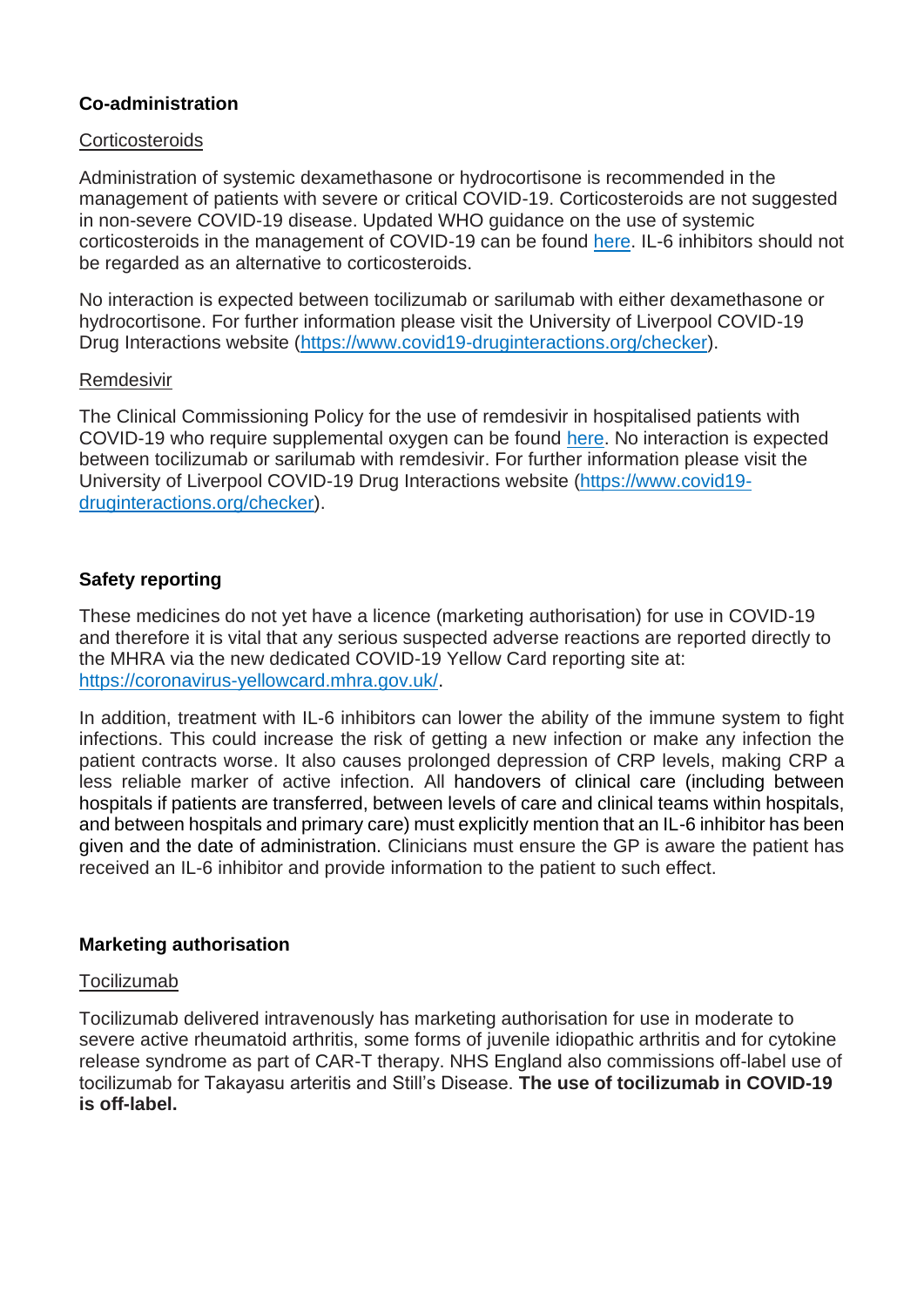**Co-administration**

Corticosteroids

Administration of systemic dexamethasone or hydrocortisone is recommended in the management of patients with severe or critical COVID-19. Corticosteroids are not suggested in non-severe COVID-19 disease. Updated WHO guidance on the use of systemic corticosteroids in the management of COVID-19 can be found here. IL-6 inhibitors should not be regarded as an alternative to corticosteroids.

No interaction is expected between tocilizumab or sarilumab with either dexamethasone or hydrocortisone. For further information please visit the University of Liverpool COVID-19 Drug Interactions website (https://www.covid19-druginteractions.org/checker).

Remdesivir

The Clinical Commissioning Policy for the use of remdesivir in hospitalised patients with COVID-19 who require supplemental oxygen can be found here. No interaction is expected between tocilizumab or sarilumab with remdesivir. For further information please visit the University of Liverpool COVID-19 Drug Interactions website (https://www.covid19-druginteractions.org/checker).

**Safety reporting**

These medicines do not yet have a licence (marketing authorisation) for use in COVID-19 and therefore it is vital that any serious suspected adverse reactions are reported directly to the MHRA via the new dedicated COVID-19 Yellow Card reporting site at: https://coronavirus-yellowcard.mhra.gov.uk/.

In addition, treatment with IL-6 inhibitors can lower the ability of the immune system to fight infections. This could increase the risk of getting a new infection or make any infection the patient contracts worse. It also causes prolonged depression of CRP levels, making CRP a less reliable marker of active infection. All handovers of clinical care (including between hospitals if patients are transferred, between levels of care and clinical teams within hospitals, and between hospitals and primary care) must explicitly mention that an IL-6 inhibitor has been given and the date of administration. Clinicians must ensure the GP is aware the patient has received an IL-6 inhibitor and provide information to the patient to such effect.

**Marketing authorisation**

Tocilizumab

Tocilizumab delivered intravenously has marketing authorisation for use in moderate to severe active rheumatoid arthritis, some forms of juvenile idiopathic arthritis and for cytokine release syndrome as part of CAR-T therapy. NHS England also commissions off-label use of tocilizumab for Takayasu arteritis and Still's Disease. **The use of tocilizumab in COVID-19 is off-label.**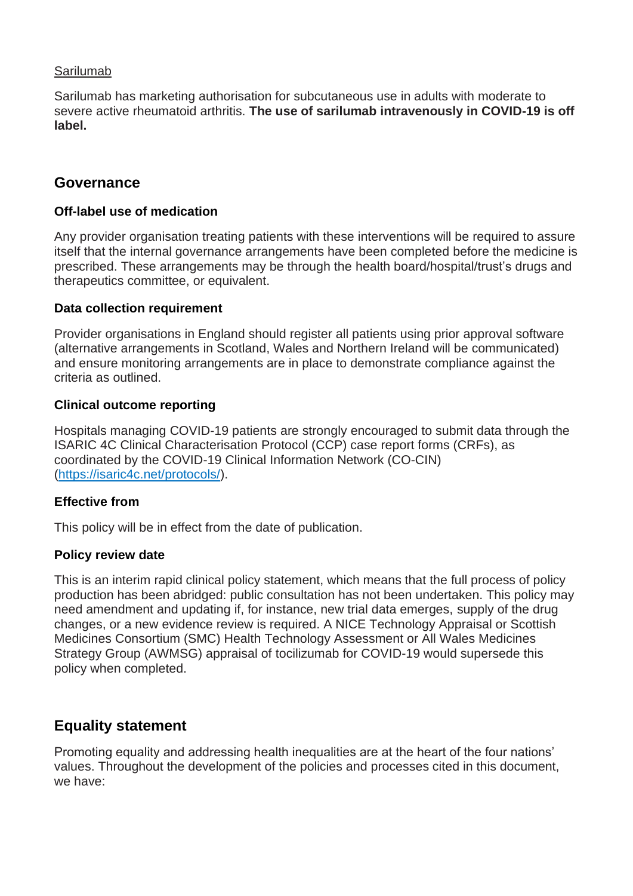Sarilumab

Sarilumab has marketing authorisation for subcutaneous use in adults with moderate to severe active rheumatoid arthritis. **The use of sarilumab intravenously in COVID-19 is off label.**

## Governance

### Off-label use of medication

Any provider organisation treating patients with these interventions will be required to assure itself that the internal governance arrangements have been completed before the medicine is prescribed. These arrangements may be through the health board/hospital/trust's drugs and therapeutics committee, or equivalent.

### Data collection requirement

Provider organisations in England should register all patients using prior approval software (alternative arrangements in Scotland, Wales and Northern Ireland will be communicated) and ensure monitoring arrangements are in place to demonstrate compliance against the criteria as outlined.

### Clinical outcome reporting

Hospitals managing COVID-19 patients are strongly encouraged to submit data through the ISARIC 4C Clinical Characterisation Protocol (CCP) case report forms (CRFs), as coordinated by the COVID-19 Clinical Information Network (CO-CIN) (https://isaric4c.net/protocols/).

### Effective from

This policy will be in effect from the date of publication.

### Policy review date

This is an interim rapid clinical policy statement, which means that the full process of policy production has been abridged: public consultation has not been undertaken. This policy may need amendment and updating if, for instance, new trial data emerges, supply of the drug changes, or a new evidence review is required. A NICE Technology Appraisal or Scottish Medicines Consortium (SMC) Health Technology Assessment or All Wales Medicines Strategy Group (AWMSG) appraisal of tocilizumab for COVID-19 would supersede this policy when completed.

## Equality statement

Promoting equality and addressing health inequalities are at the heart of the four nations' values. Throughout the development of the policies and processes cited in this document, we have: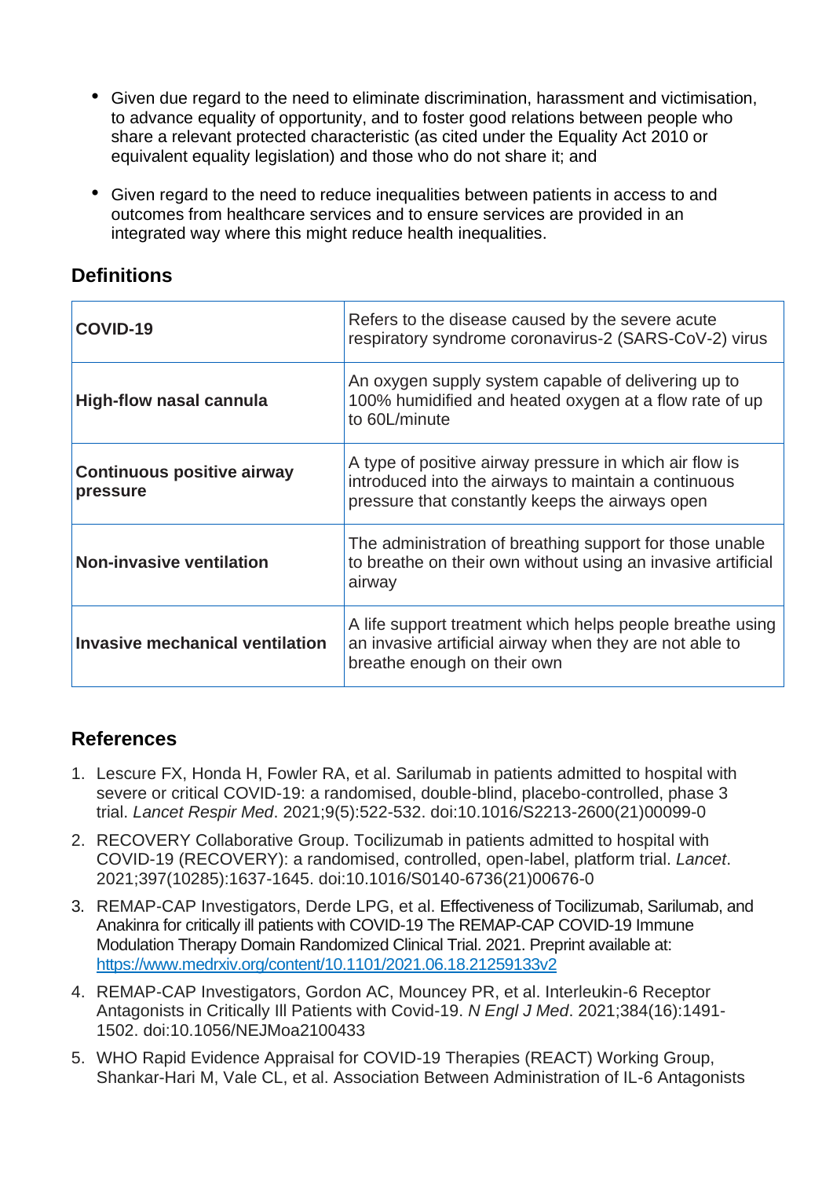- Given due regard to the need to eliminate discrimination, harassment and victimisation, to advance equality of opportunity, and to foster good relations between people who share a relevant protected characteristic (as cited under the Equality Act 2010 or equivalent equality legislation) and those who do not share it; and
- Given regard to the need to reduce inequalities between patients in access to and outcomes from healthcare services and to ensure services are provided in an integrated way where this might reduce health inequalities.

## Definitions

| | |
|---|---|
| **COVID-19** | Refers to the disease caused by the severe acute respiratory syndrome coronavirus-2 (SARS-CoV-2) virus |
| **High-flow nasal cannula** | An oxygen supply system capable of delivering up to 100% humidified and heated oxygen at a flow rate of up to 60L/minute |
| **Continuous positive airway pressure** | A type of positive airway pressure in which air flow is introduced into the airways to maintain a continuous pressure that constantly keeps the airways open |
| **Non-invasive ventilation** | The administration of breathing support for those unable to breathe on their own without using an invasive artificial airway |
| **Invasive mechanical ventilation** | A life support treatment which helps people breathe using an invasive artificial airway when they are not able to breathe enough on their own |

## References

1. Lescure FX, Honda H, Fowler RA, et al. Sarilumab in patients admitted to hospital with severe or critical COVID-19: a randomised, double-blind, placebo-controlled, phase 3 trial. *Lancet Respir Med*. 2021;9(5):522-532. doi:10.1016/S2213-2600(21)00099-0
2. RECOVERY Collaborative Group. Tocilizumab in patients admitted to hospital with COVID-19 (RECOVERY): a randomised, controlled, open-label, platform trial. *Lancet*. 2021;397(10285):1637-1645. doi:10.1016/S0140-6736(21)00676-0
3. REMAP-CAP Investigators, Derde LPG, et al. Effectiveness of Tocilizumab, Sarilumab, and Anakinra for critically ill patients with COVID-19 The REMAP-CAP COVID-19 Immune Modulation Therapy Domain Randomized Clinical Trial. 2021. Preprint available at: https://www.medrxiv.org/content/10.1101/2021.06.18.21259133v2
4. REMAP-CAP Investigators, Gordon AC, Mouncey PR, et al. Interleukin-6 Receptor Antagonists in Critically Ill Patients with Covid-19. *N Engl J Med*. 2021;384(16):1491-1502. doi:10.1056/NEJMoa2100433
5. WHO Rapid Evidence Appraisal for COVID-19 Therapies (REACT) Working Group, Shankar-Hari M, Vale CL, et al. Association Between Administration of IL-6 Antagonists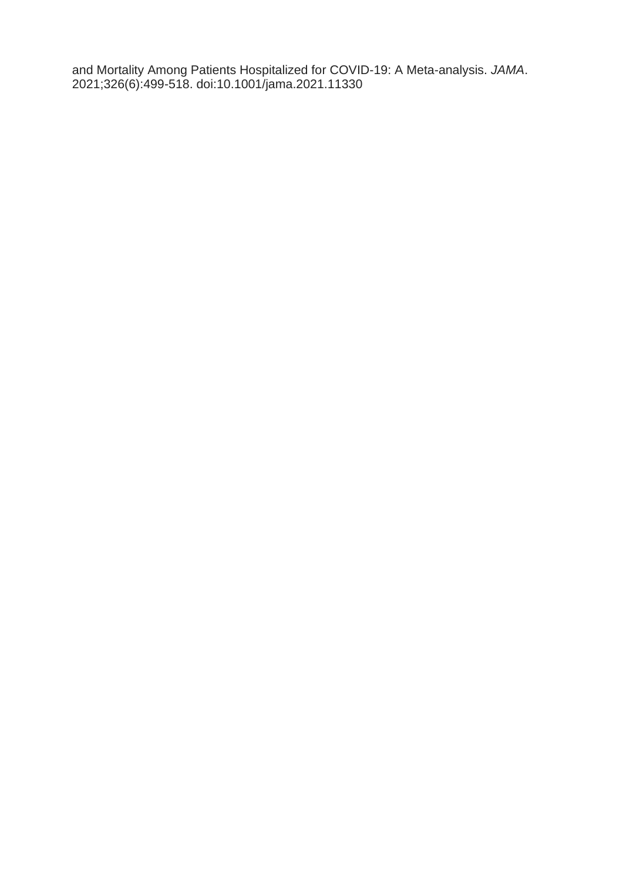and Mortality Among Patients Hospitalized for COVID-19: A Meta-analysis. *JAMA*. 2021;326(6):499-518. doi:10.1001/jama.2021.11330